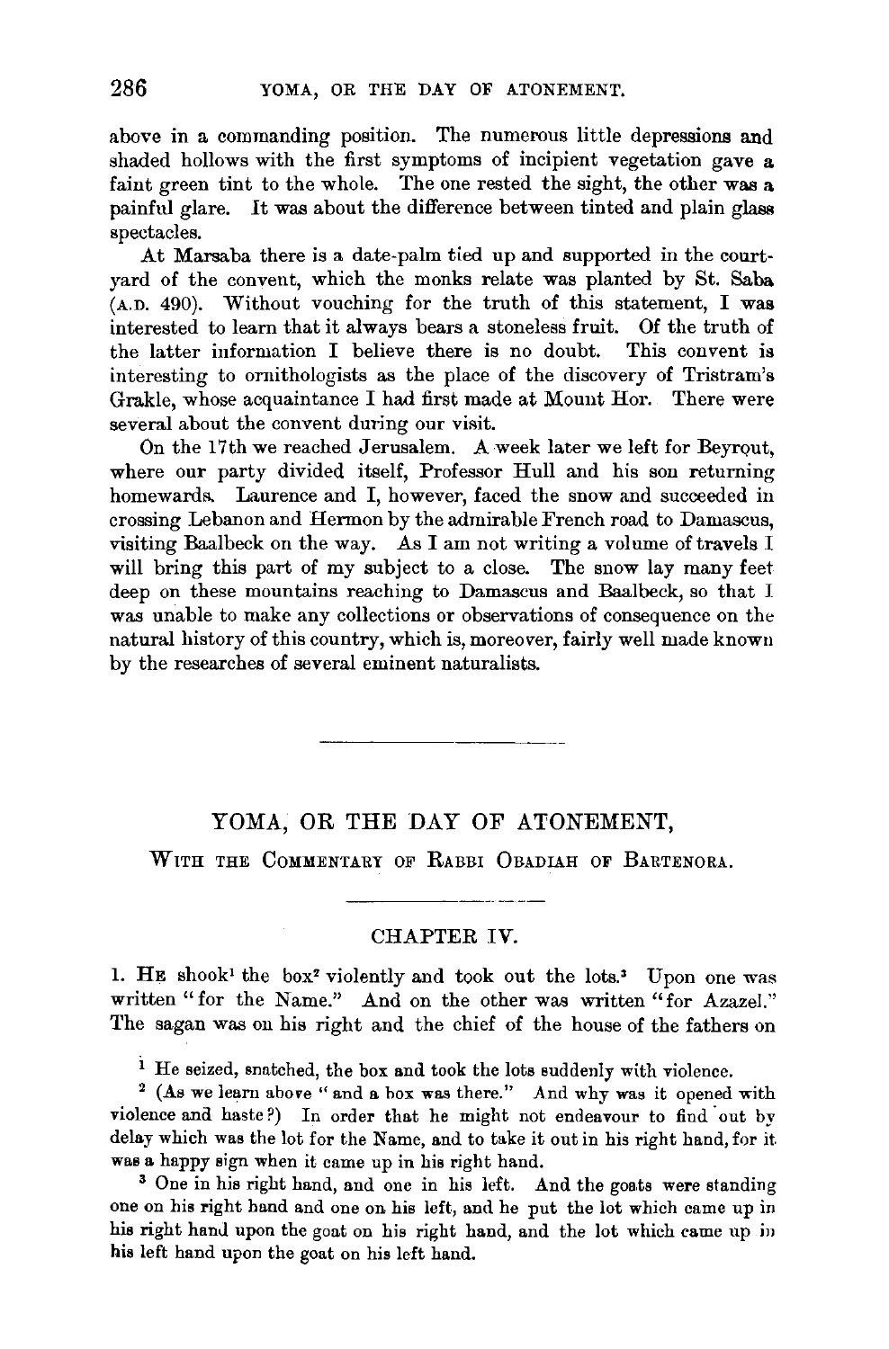above in a commanding position. The numerous little depressions and shaded hollows with the first symptoms of incipient vegetation gave a faint green tint to the whole. The one rested the sight, the other was a painful glare. It was about the difference between tinted and plain glass spectacles.

At Marsaba there is a date-palm tied up and supported in the courtyard of the convent, which the monks relate was planted by St. Saba (A.D. 490). Without vouching for the truth of this statement, I was interested to learn that it always bears a stoneless fruit. Of the truth of the latter information I believe there is no doubt. This convent is interesting to ornithologists as the place of the discovery of Tristram's Grakle, whose acquaintance I had first made at Mount Hor. There were several about the convent during our visit.

On the 17th we reached Jerusalem. A week later we left for Beyrout, where our party divided itself, Professor Hull and his son returning homewards. Laurence and I, however, faced the snow and succeeded in crossing Lebanon and Hermon by the admirable French road to Damascus, visiting Baalbeck on the way. As I am not writing a volume of travels I will bring this part of my subject to a close. The snow lay many feet deep on these mountains reaching to Damascus and Baalbeck, so that I was unable to make any collections or observations of consequence on the natural history of this country, which is, moreover, fairly well made known by the researches of several eminent naturalists.

---

# YOMA, OR THE DAY OF ATONEMENT,

### WITH THE COMMENTARY OF RABBI OBADIAH OF BARTENORA.

---

## CHAPTER IV.

1. HE shook[1] the box[2] violently and took out the lots.[3] Upon one was written "for the Name." And on the other was written "for Azazel." The sagan was on his right and the chief of the house of the fathers on

[1] He seized, snatched, the box and took the lots suddenly with violence.

[2] (As we learn above "and a box was there." And why was it opened with violence and haste?) In order that he might not endeavour to find out by delay which was the lot for the Name, and to take it out in his right hand, for it was a happy sign when it came up in his right hand.

[3] One in his right hand, and one in his left. And the goats were standing one on his right hand and one on his left, and he put the lot which came up in his right hand upon the goat on his right hand, and the lot which came up in his left hand upon the goat on his left hand.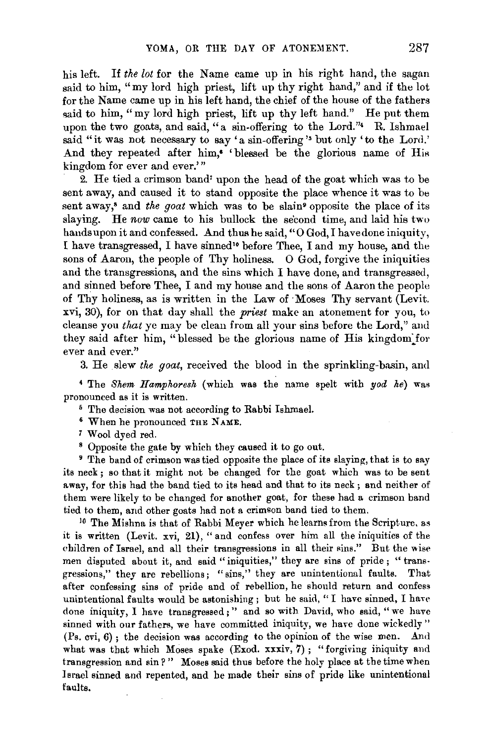his left. If *the lot* for the Name came up in his right hand, the sagan said to him, "my lord high priest, lift up thy right hand," and if the lot for the Name came up in his left hand, the chief of the house of the fathers said to him, "my lord high priest, lift up thy left hand." He put them upon the two goats, and said, "a sin-offering to the Lord."[4] R. Ishmael said "it was not necessary to say 'a sin-offering'[5] but only 'to the Lord.' And they repeated after him,[6] 'blessed be the glorious name of His kingdom for ever and ever.'"

2. He tied a crimson band[7] upon the head of the goat which was to be sent away, and caused it to stand opposite the place whence it was to be sent away,[8] and *the goat* which was to be slain[9] opposite the place of its slaying. He *now* came to his bullock the second time, and laid his two hands upon it and confessed. And thus he said, "O God, I have done iniquity, I have transgressed, I have sinned[10] before Thee, I and my house, and the sons of Aaron, the people of Thy holiness. O God, forgive the iniquities and the transgressions, and the sins which I have done, and transgressed, and sinned before Thee, I and my house and the sons of Aaron the people of Thy holiness, as is written in the Law of Moses Thy servant (Levit. xvi, 30), for on that day shall the *priest* make an atonement for you, to cleanse you *that* ye may be clean from all your sins before the Lord," and they said after him, "blessed be the glorious name of His kingdom for ever and ever."

3. He slew *the goat*, received the blood in the sprinkling-basin, and

---

[4] The *Shem Hamphoresh* (which was the name spelt with *yod he*) was pronounced as it is written.

[5] The decision was not according to Rabbi Ishmael.

[6] When he pronounced THE NAME.

[7] Wool dyed red.

[8] Opposite the gate by which they caused it to go out.

[9] The band of crimson was tied opposite the place of its slaying, that is to say its neck; so that it might not be changed for the goat which was to be sent away, for this had the band tied to its head and that to its neck; and neither of them were likely to be changed for another goat, for these had a crimson band tied to them, and other goats had not a crimson band tied to them.

[10] The Mishna is that of Rabbi Meyer which he learns from the Scripture, as it is written (Levit. xvi, 21), "and confess over him all the iniquities of the children of Israel, and all their transgressions in all their sins." But the wise men disputed about it, and said "iniquities," they are sins of pride; "transgressions," they are rebellions; "sins," they are unintentional faults. That after confessing sins of pride and of rebellion, he should return and confess unintentional faults would be astonishing; but he said, "I have sinned, I have done iniquity, I have transgressed;" and so with David, who said, "we have sinned with our fathers, we have committed iniquity, we have done wickedly" (Ps. cvi, 6); the decision was according to the opinion of the wise men. And what was that which Moses spake (Exod. xxxiv, 7); "forgiving iniquity and transgression and sin?" Moses said thus before the holy place at the time when Israel sinned and repented, and he made their sins of pride like unintentional faults.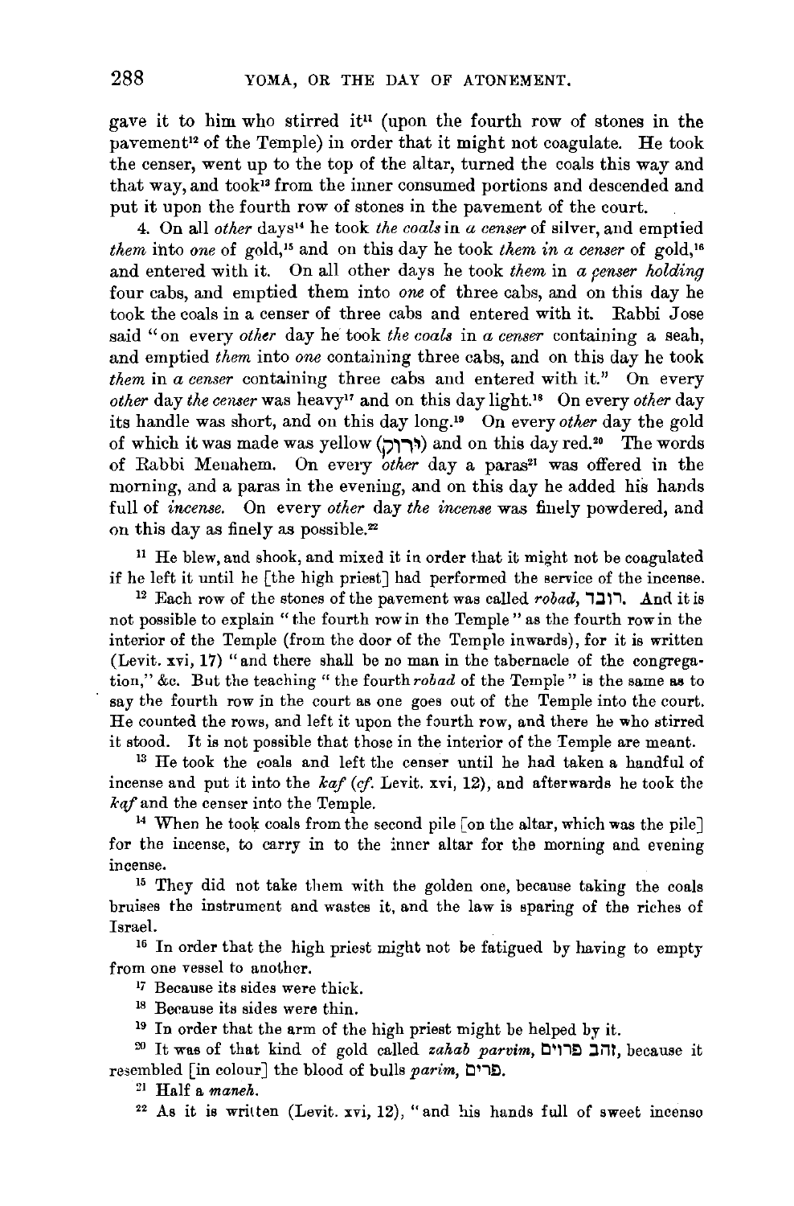gave it to him who stirred it[11] (upon the fourth row of stones in the pavement[12] of the Temple) in order that it might not coagulate. He took the censer, went up to the top of the altar, turned the coals this way and that way, and took[13] from the inner consumed portions and descended and put it upon the fourth row of stones in the pavement of the court.

4. On all *other* days[14] he took *the coals* in *a censer* of silver, and emptied *them* into *one* of gold,[15] and on this day he took *them in a censer* of gold,[16] and entered with it. On all other days he took *them* in *a censer holding* four cabs, and emptied them into *one* of three cabs, and on this day he took the coals in a censer of three cabs and entered with it. Rabbi Jose said "on every *other* day he took *the coals* in *a censer* containing a seah, and emptied *them* into *one* containing three cabs, and on this day he took *them* in *a censer* containing three cabs and entered with it." On every *other* day *the censer* was heavy[17] and on this day light.[18] On every *other* day its handle was short, and on this day long.[19] On every *other* day the gold of which it was made was yellow (ירוק) and on this day red.[20] The words of Rabbi Menahem. On every *other* day a paras[21] was offered in the morning, and a paras in the evening, and on this day he added his hands full of *incense*. On every *other* day *the incense* was finely powdered, and on this day as finely as possible.[22]

[11] He blew, and shook, and mixed it in order that it might not be coagulated if he left it until he [the high priest] had performed the service of the incense.

[12] Each row of the stones of the pavement was called *robad*, רובד. And it is not possible to explain "the fourth row in the Temple" as the fourth row in the interior of the Temple (from the door of the Temple inwards), for it is written (Levit. xvi, 17) "and there shall be no man in the tabernacle of the congregation," &c. But the teaching "the fourth *robad* of the Temple" is the same as to say the fourth row in the court as one goes out of the Temple into the court. He counted the rows, and left it upon the fourth row, and there he who stirred it stood. It is not possible that those in the interior of the Temple are meant.

[13] He took the coals and left the censer until he had taken a handful of incense and put it into the *kaf* (*cf.* Levit. xvi, 12), and afterwards he took the *kaf* and the censer into the Temple.

[14] When he took coals from the second pile [on the altar, which was the pile] for the incense, to carry in to the inner altar for the morning and evening incense.

[15] They did not take them with the golden one, because taking the coals bruises the instrument and wastes it, and the law is sparing of the riches of Israel.

[16] In order that the high priest might not be fatigued by having to empty from one vessel to another.

[17] Because its sides were thick.

[18] Because its sides were thin.

[19] In order that the arm of the high priest might be helped by it.

[20] It was of that kind of gold called *zahab parvim*, זהב פרוים, because it resembled [in colour] the blood of bulls *parim*, פרים.

[21] Half a *maneh*.

[22] As it is written (Levit. xvi, 12), "and his hands full of sweet incense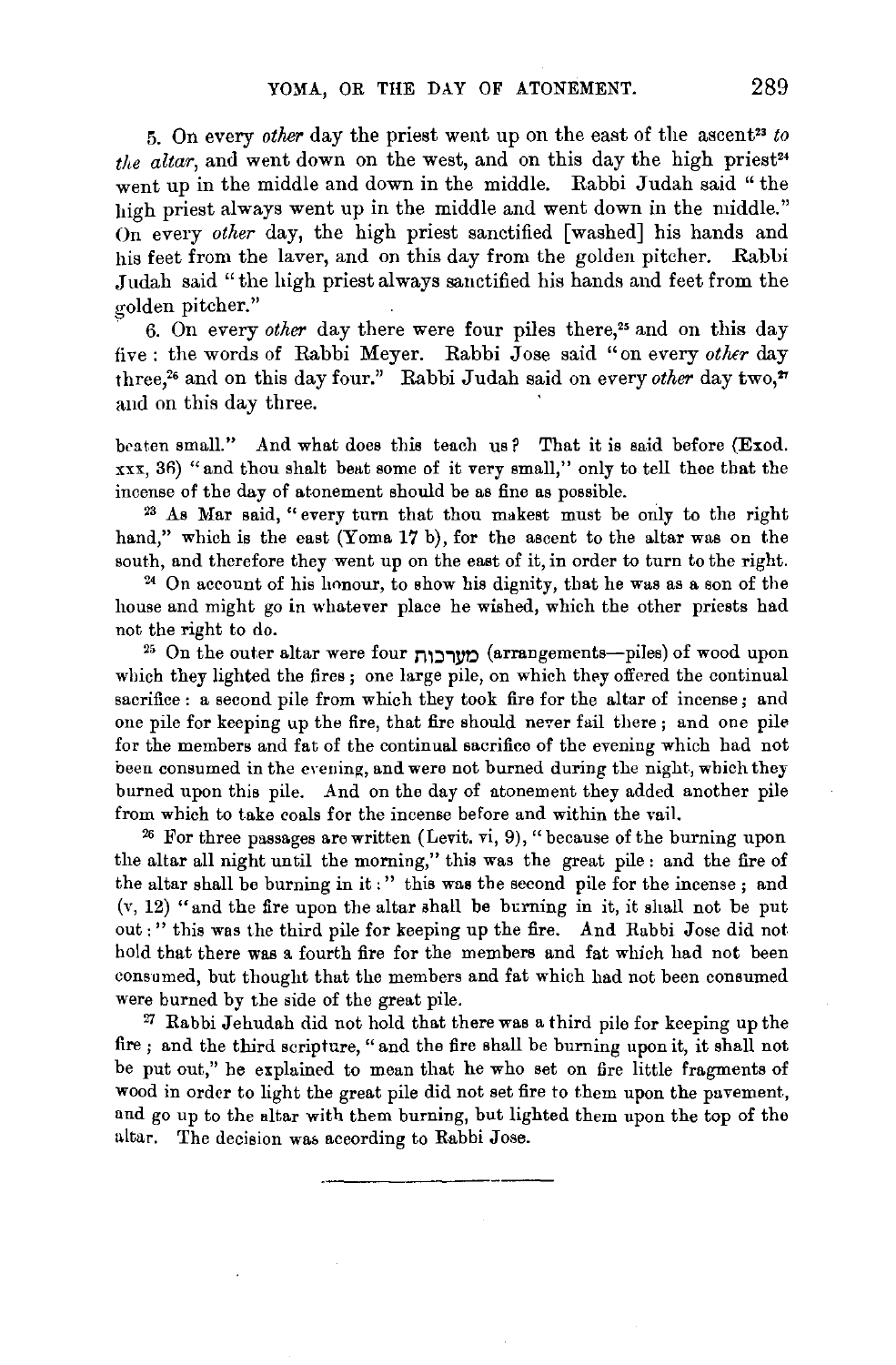5. On every *other* day the priest went up on the east of the ascent[23] *to the altar*, and went down on the west, and on this day the high priest[24] went up in the middle and down in the middle. Rabbi Judah said "the high priest always went up in the middle and went down in the middle." On every *other* day, the high priest sanctified [washed] his hands and his feet from the laver, and on this day from the golden pitcher. Rabbi Judah said "the high priest always sanctified his hands and feet from the golden pitcher."

6. On every *other* day there were four piles there,[25] and on this day five: the words of Rabbi Meyer. Rabbi Jose said "on every *other* day three,[26] and on this day four." Rabbi Judah said on every *other* day two,[27] and on this day three.

beaten small." And what does this teach us? That it is said before (Exod. xxx, 36) "and thou shalt beat some of it very small," only to tell thee that the incense of the day of atonement should be as fine as possible.

[23] As Mar said, "every turn that thou makest must be only to the right hand," which is the east (Yoma 17 b), for the ascent to the altar was on the south, and therefore they went up on the east of it, in order to turn to the right.

[24] On account of his honour, to show his dignity, that he was as a son of the house and might go in whatever place he wished, which the other priests had not the right to do.

[25] On the outer altar were four מערכות (arrangements—piles) of wood upon which they lighted the fires; one large pile, on which they offered the continual sacrifice: a second pile from which they took fire for the altar of incense; and one pile for keeping up the fire, that fire should never fail there; and one pile for the members and fat of the continual sacrifice of the evening which had not been consumed in the evening, and were not burned during the night, which they burned upon this pile. And on the day of atonement they added another pile from which to take coals for the incense before and within the vail.

[26] For three passages are written (Levit. vi, 9), "because of the burning upon the altar all night until the morning," this was the great pile: and the fire of the altar shall be burning in it:" this was the second pile for the incense; and (v, 12) "and the fire upon the altar shall be burning in it, it shall not be put out:" this was the third pile for keeping up the fire. And Rabbi Jose did not hold that there was a fourth fire for the members and fat which had not been consumed, but thought that the members and fat which had not been consumed were burned by the side of the great pile.

[27] Rabbi Jehudah did not hold that there was a third pile for keeping up the fire; and the third scripture, "and the fire shall be burning upon it, it shall not be put out," he explained to mean that he who set on fire little fragments of wood in order to light the great pile did not set fire to them upon the pavement, and go up to the altar with them burning, but lighted them upon the top of the altar. The decision was according to Rabbi Jose.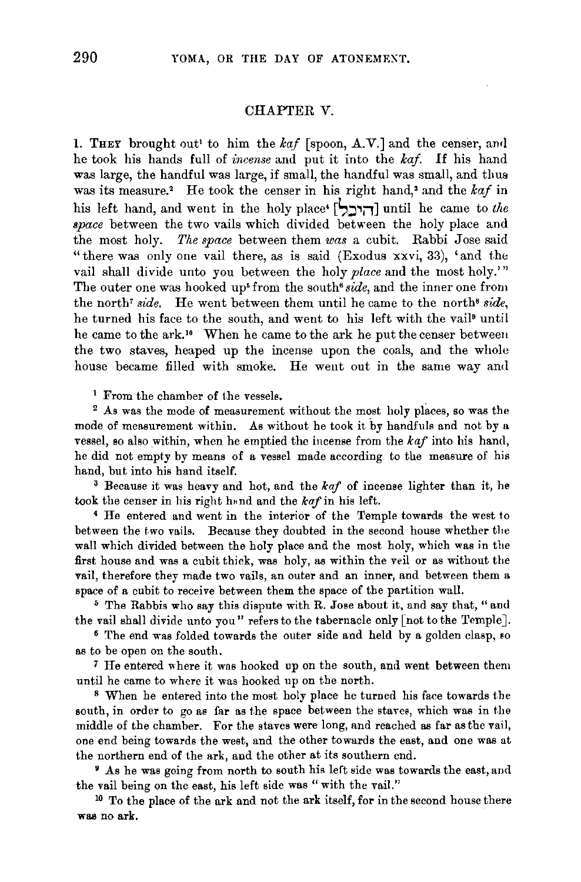## CHAPTER V.

1. THEY brought out[1] to him the *kaf* [spoon, A.V.] and the censer, and he took his hands full of *incense* and put it into the *kaf*. If his hand was large, the handful was large, if small, the handful was small, and thus was its measure.[2] He took the censer in his right hand,[3] and the *kaf* in his left hand, and went in the holy place[4] [הֵיכָל] until he came to *the space* between the two vails which divided between the holy place and the most holy. *The space* between them *was* a cubit. Rabbi Jose said "there was only one vail there, as is said (Exodus xxvi, 33), 'and the vail shall divide unto you between the holy *place* and the most holy.'" The outer one was hooked up[5] from the south[6] *side*, and the inner one from the north[7] *side*. He went between them until he came to the north[8] *side*, he turned his face to the south, and went to his left with the vail[9] until he came to the ark.[10] When he came to the ark he put the censer between the two staves, heaped up the incense upon the coals, and the whole house became filled with smoke. He went out in the same way and

---

[1] From the chamber of the vessels.

[2] As was the mode of measurement without the most holy places, so was the mode of measurement within. As without he took it by handfuls and not by a vessel, so also within, when he emptied the incense from the *kaf* into his hand, he did not empty by means of a vessel made according to the measure of his hand, but into his hand itself.

[3] Because it was heavy and hot, and the *kaf* of incense lighter than it, he took the censer in his right hand and the *kaf* in his left.

[4] He entered and went in the interior of the Temple towards the west to between the two vails. Because they doubted in the second house whether the wall which divided between the holy place and the most holy, which was in the first house and was a cubit thick, was holy, as within the veil or as without the vail, therefore they made two vails, an outer and an inner, and between them a space of a cubit to receive between them the space of the partition wall.

[5] The Rabbis who say this dispute with R. Jose about it, and say that, "and the vail shall divide unto you" refers to the tabernacle only [not to the Temple].

[6] The end was folded towards the outer side and held by a golden clasp, so as to be open on the south.

[7] He entered where it was hooked up on the south, and went between them until he came to where it was hooked up on the north.

[8] When he entered into the most holy place he turned his face towards the south, in order to go as far as the space between the staves, which was in the middle of the chamber. For the staves were long, and reached as far as the vail, one end being towards the west, and the other towards the east, and one was at the northern end of the ark, and the other at its southern end.

[9] As he was going from north to south his left side was towards the east, and the vail being on the east, his left side was "with the vail."

[10] To the place of the ark and not the ark itself, for in the second house there was no ark.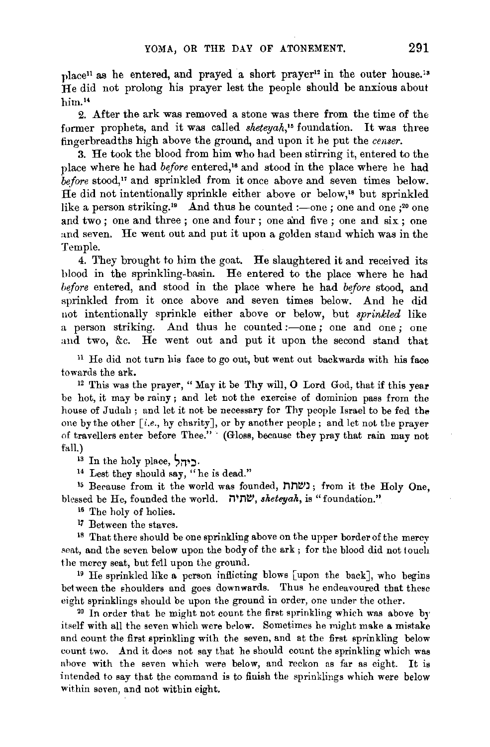place[11] as he entered, and prayed a short prayer[12] in the outer house.[13] He did not prolong his prayer lest the people should be anxious about him.[14]

2. After the ark was removed a stone was there from the time of the former prophets, and it was called *sheteyah*,[15] foundation. It was three fingerbreadths high above the ground, and upon it he put the *censer*.

3. He took the blood from him who had been stirring it, entered to the place where he had *before* entered,[16] and stood in the place where he had *before* stood,[17] and sprinkled from it once above and seven times below. He did not intentionally sprinkle either above or below,[18] but sprinkled like a person striking.[19] And thus he counted :—one ; one and one ;[20] one and two ; one and three ; one and four ; one and five ; one and six ; one and seven. He went out and put it upon a golden stand which was in the Temple.

4. They brought to him the goat. He slaughtered it and received its blood in the sprinkling-basin. He entered to the place where he had *before* entered, and stood in the place where he had *before* stood, and sprinkled from it once above and seven times below. And he did not intentionally sprinkle either above or below, but *sprinkled* like a person striking. And thus he counted :—one ; one and one ; one and two, &c. He went out and put it upon the second stand that

[11] He did not turn his face to go out, but went out backwards with his face towards the ark.

[12] This was the prayer, "May it be Thy will, O Lord God, that if this year be hot, it may be rainy ; and let not the exercise of dominion pass from the house of Judah ; and let it not be necessary for Thy people Israel to be fed the one by the other [*i.e.*, by charity], or by another people ; and let not the prayer of travellers enter before Thee." (Gloss, because they pray that rain may not fall.)

[13] In the holy place, בהיכל.

[14] Lest they should say, "he is dead."

[15] Because from it the world was founded, נשתת ; from it the Holy One, blessed be He, founded the world. שתיה, *sheteyah*, is "foundation."

[16] The holy of holies.

[17] Between the staves.

[18] That there should be one sprinkling above on the upper border of the mercy seat, and the seven below upon the body of the ark ; for the blood did not touch the mercy seat, but fell upon the ground.

[19] He sprinkled like a person inflicting blows [upon the back], who begins between the shoulders and goes downwards. Thus he endeavoured that these eight sprinklings should be upon the ground in order, one under the other.

[20] In order that he might not count the first sprinkling which was above by itself with all the seven which were below. Sometimes he might make a mistake and count the first sprinkling with the seven, and at the first sprinkling below count two. And it does not say that he should count the sprinkling which was above with the seven which were below, and reckon as far as eight. It is intended to say that the command is to finish the sprinklings which were below within seven, and not within eight.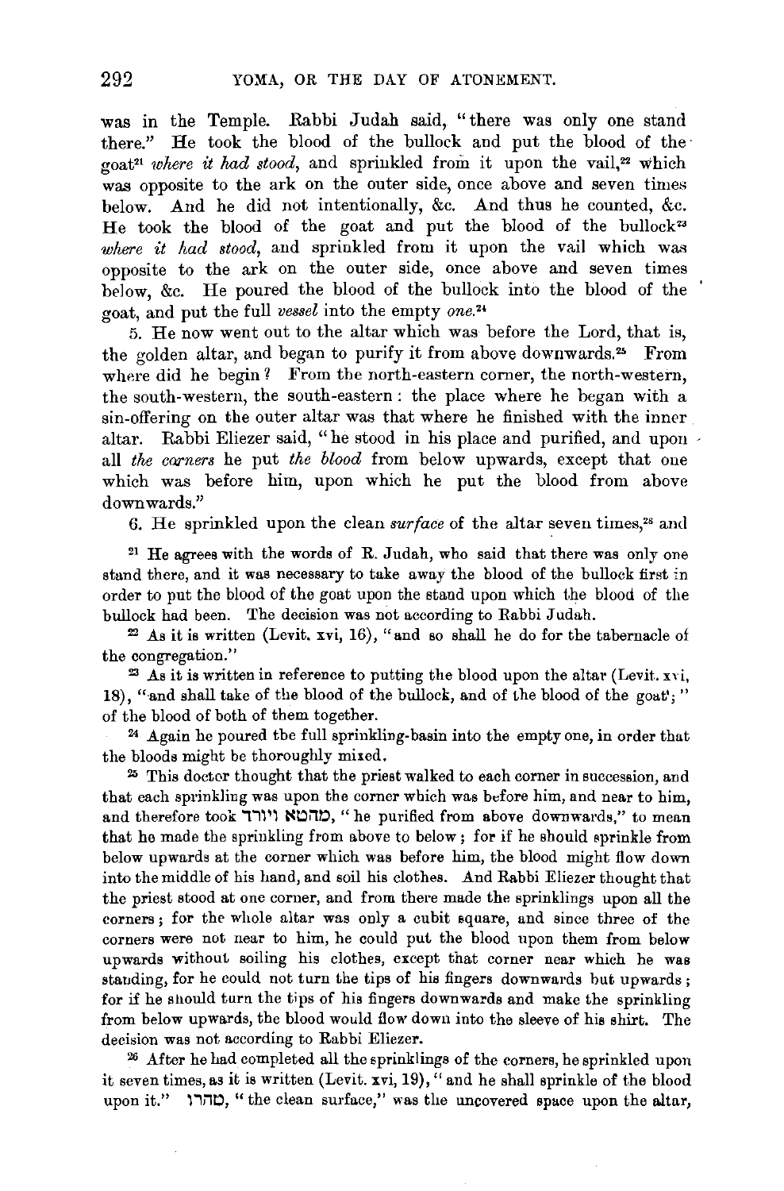was in the Temple. Rabbi Judah said, "there was only one stand there." He took the blood of the bullock and put the blood of the goat[21] *where it had stood*, and sprinkled from it upon the vail,[22] which was opposite to the ark on the outer side, once above and seven times below. And he did not intentionally, &c. And thus he counted, &c. He took the blood of the goat and put the blood of the bullock[23] *where it had stood*, and sprinkled from it upon the vail which was opposite to the ark on the outer side, once above and seven times below, &c. He poured the blood of the bullock into the blood of the goat, and put the full *vessel* into the empty *one*.[24]

5. He now went out to the altar which was before the Lord, that is, the golden altar, and began to purify it from above downwards.[25] From where did he begin? From the north-eastern corner, the north-western, the south-western, the south-eastern: the place where he began with a sin-offering on the outer altar was that where he finished with the inner altar. Rabbi Eliezer said, "he stood in his place and purified, and upon all *the corners* he put *the blood* from below upwards, except that one which was before him, upon which he put the blood from above downwards."

6. He sprinkled upon the clean *surface* of the altar seven times,[26] and

[21] He agrees with the words of R. Judah, who said that there was only one stand there, and it was necessary to take away the blood of the bullock first in order to put the blood of the goat upon the stand upon which the blood of the bullock had been. The decision was not according to Rabbi Judah.

[22] As it is written (Levit. xvi, 16), "and so shall he do for the tabernacle of the congregation."

[23] As it is written in reference to putting the blood upon the altar (Levit. xvi, 18), "and shall take of the blood of the bullock, and of the blood of the goat;" of the blood of both of them together.

[24] Again he poured the full sprinkling-basin into the empty one, in order that the bloods might be thoroughly mixed.

[25] This doctor thought that the priest walked to each corner in succession, and that each sprinkling was upon the corner which was before him, and near to him, and therefore took מהטא ויורד, "he purified from above downwards," to mean that he made the sprinkling from above to below; for if he should sprinkle from below upwards at the corner which was before him, the blood might flow down into the middle of his hand, and soil his clothes. And Rabbi Eliezer thought that the priest stood at one corner, and from there made the sprinklings upon all the corners; for the whole altar was only a cubit square, and since three of the corners were not near to him, he could put the blood upon them from below upwards without soiling his clothes, except that corner near which he was standing, for he could not turn the tips of his fingers downwards but upwards; for if he should turn the tips of his fingers downwards and make the sprinkling from below upwards, the blood would flow down into the sleeve of his shirt. The decision was not according to Rabbi Eliezer.

[26] After he had completed all the sprinklings of the corners, he sprinkled upon it seven times, as it is written (Levit. xvi, 19), "and he shall sprinkle of the blood upon it." טהרו, "the clean surface," was the uncovered space upon the altar,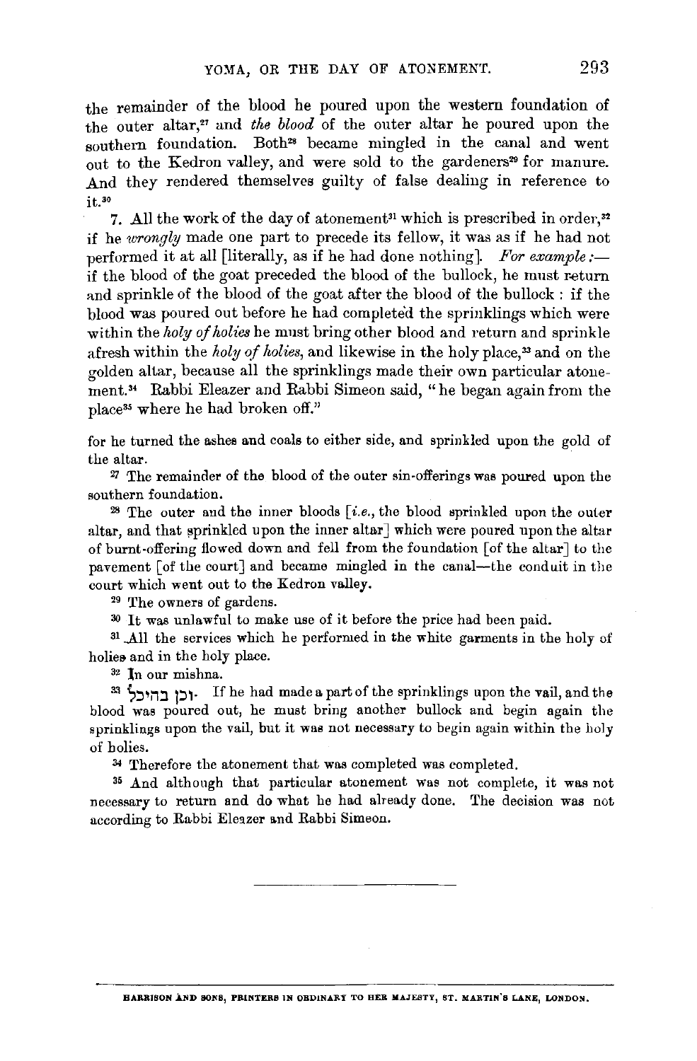the remainder of the blood he poured upon the western foundation of the outer altar,[27] and *the blood* of the outer altar he poured upon the southern foundation. Both[28] became mingled in the canal and went out to the Kedron valley, and were sold to the gardeners[29] for manure. And they rendered themselves guilty of false dealing in reference to it.[30]

7. All the work of the day of atonement[31] which is prescribed in order,[32] if he *wrongly* made one part to precede its fellow, it was as if he had not performed it at all [literally, as if he had done nothing]. *For example:*— if the blood of the goat preceded the blood of the bullock, he must return and sprinkle of the blood of the goat after the blood of the bullock: if the blood was poured out before he had completed the sprinklings which were within the *holy of holies* he must bring other blood and return and sprinkle afresh within the *holy of holies*, and likewise in the holy place,[33] and on the golden altar, because all the sprinklings made their own particular atonement.[34] Rabbi Eleazer and Rabbi Simeon said, "he began again from the place[35] where he had broken off."

for he turned the ashes and coals to either side, and sprinkled upon the gold of the altar.

[27] The remainder of the blood of the outer sin-offerings was poured upon the southern foundation.

[28] The outer and the inner bloods [*i.e.*, the blood sprinkled upon the outer altar, and that sprinkled upon the inner altar] which were poured upon the altar of burnt-offering flowed down and fell from the foundation [of the altar] to the pavement [of the court] and became mingled in the canal—the conduit in the court which went out to the Kedron valley.

[29] The owners of gardens.

[30] It was unlawful to make use of it before the price had been paid.

[31] All the services which he performed in the white garments in the holy of holies and in the holy place.

[32] In our mishna.

[33] וכן בהיכל. If he had made a part of the sprinklings upon the vail, and the blood was poured out, he must bring another bullock and begin again the sprinklings upon the vail, but it was not necessary to begin again within the holy of holies.

[34] Therefore the atonement that was completed was completed.

[35] And although that particular atonement was not complete, it was not necessary to return and do what he had already done. The decision was not according to Rabbi Eleazer and Rabbi Simeon.

HARRISON AND SONS, PRINTERS IN ORDINARY TO HER MAJESTY, ST. MARTIN'S LANE, LONDON.